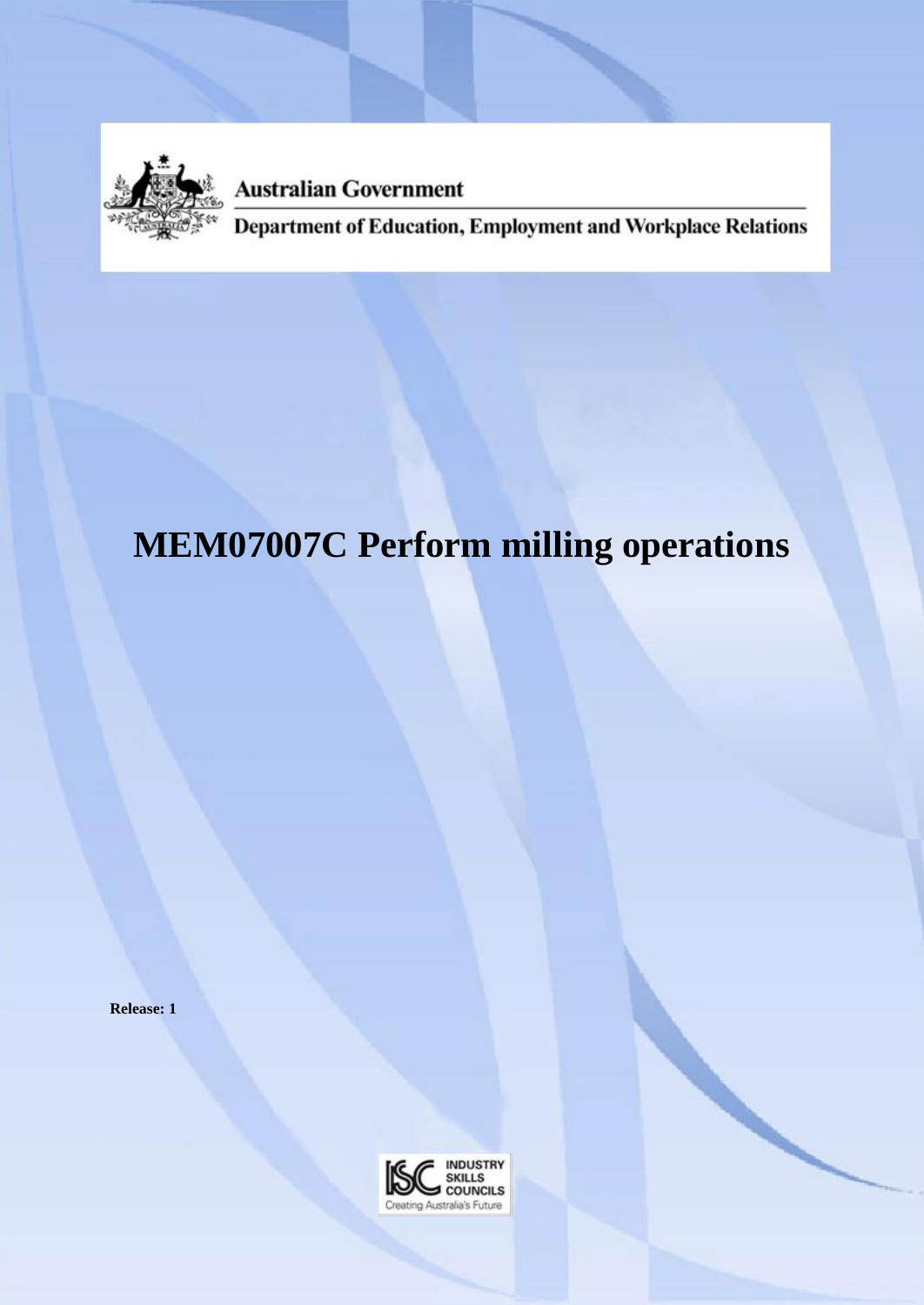Australian Government

Department of Education, Employment and Workplace Relations

# MEM07007C Perform milling operations

**Release: 1**

INDUSTRY SKILLS COUNCILS

Creating Australia's Future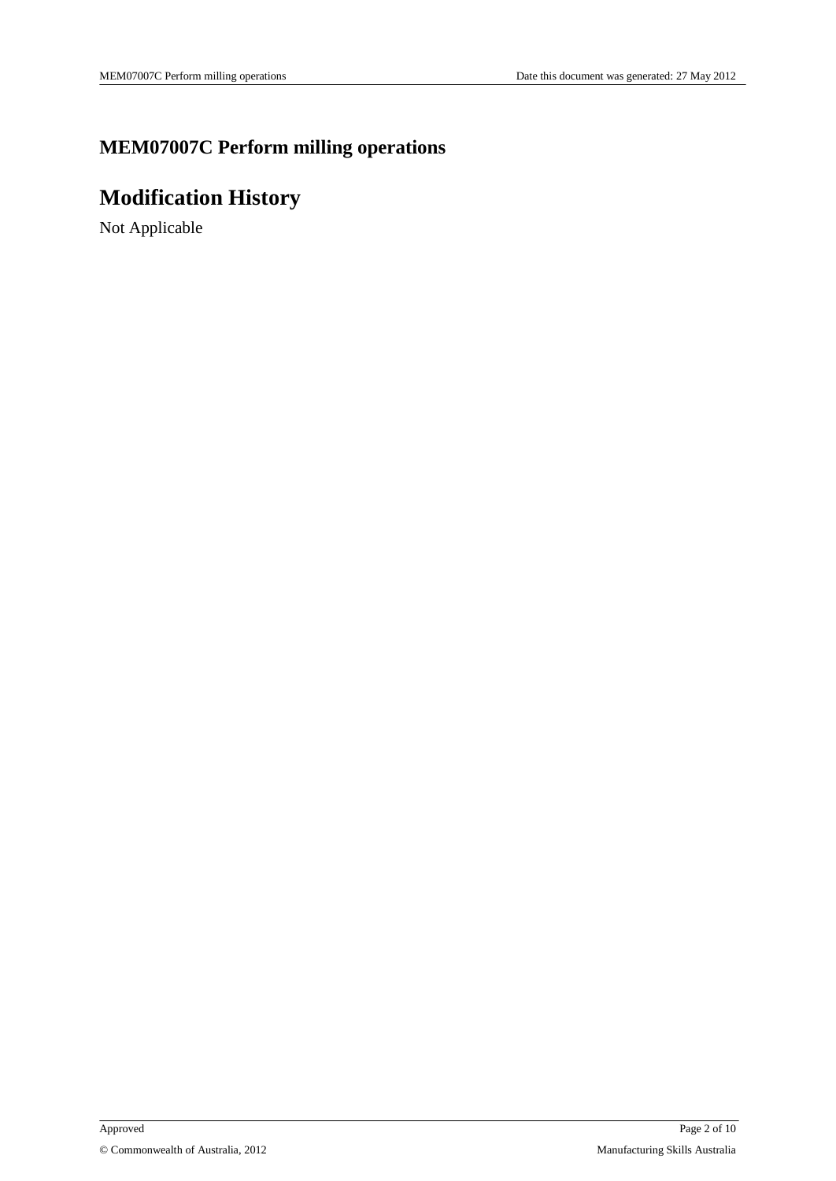# MEM07007C Perform milling operations

## Modification History

Not Applicable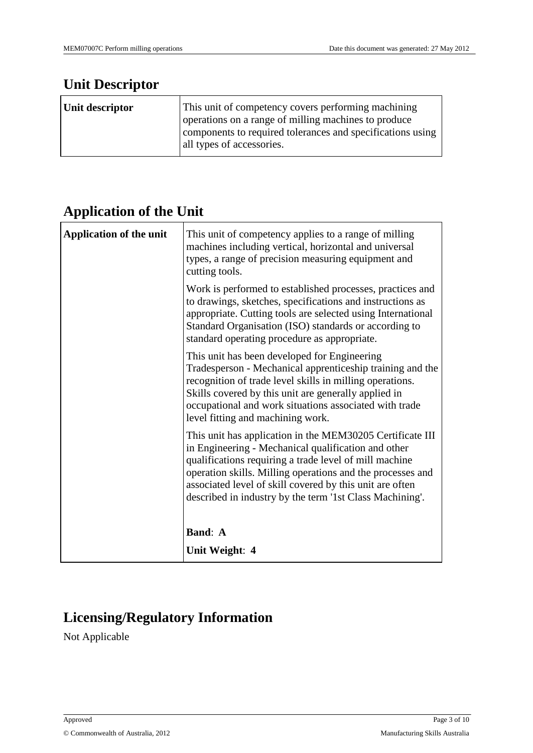## Unit Descriptor

| Unit descriptor | This unit of competency covers performing machining operations on a range of milling machines to produce components to required tolerances and specifications using all types of accessories. |
|---|---|

## Application of the Unit

| Application of the unit | This unit of competency applies to a range of milling machines including vertical, horizontal and universal types, a range of precision measuring equipment and cutting tools. |
|---|---|
| | Work is performed to established processes, practices and to drawings, sketches, specifications and instructions as appropriate. Cutting tools are selected using International Standard Organisation (ISO) standards or according to standard operating procedure as appropriate. |
| | This unit has been developed for Engineering Tradesperson - Mechanical apprenticeship training and the recognition of trade level skills in milling operations. Skills covered by this unit are generally applied in occupational and work situations associated with trade level fitting and machining work. |
| | This unit has application in the MEM30205 Certificate III in Engineering - Mechanical qualification and other qualifications requiring a trade level of mill machine operation skills. Milling operations and the processes and associated level of skill covered by this unit are often described in industry by the term '1st Class Machining'. |
| | **Band**: **A** |
| | **Unit Weight**: **4** |

## Licensing/Regulatory Information

Not Applicable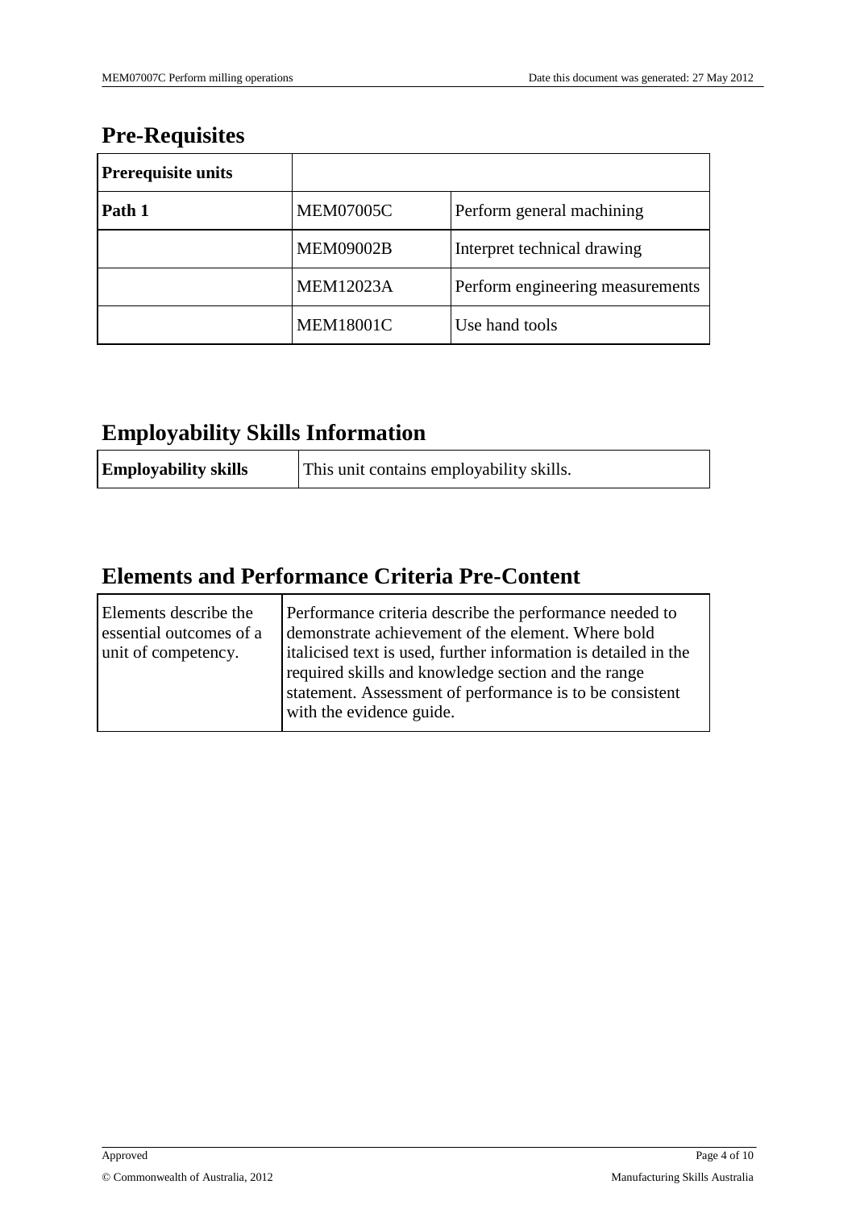## Pre-Requisites

| **Prerequisite units** | | |
|---|---|---|
| **Path 1** | MEM07005C | Perform general machining |
| | MEM09002B | Interpret technical drawing |
| | MEM12023A | Perform engineering measurements |
| | MEM18001C | Use hand tools |

## Employability Skills Information

| **Employability skills** | This unit contains employability skills. |
|---|---|

## Elements and Performance Criteria Pre-Content

| Elements describe the essential outcomes of a unit of competency. | Performance criteria describe the performance needed to demonstrate achievement of the element. Where bold italicised text is used, further information is detailed in the required skills and knowledge section and the range statement. Assessment of performance is to be consistent with the evidence guide. |
|---|---|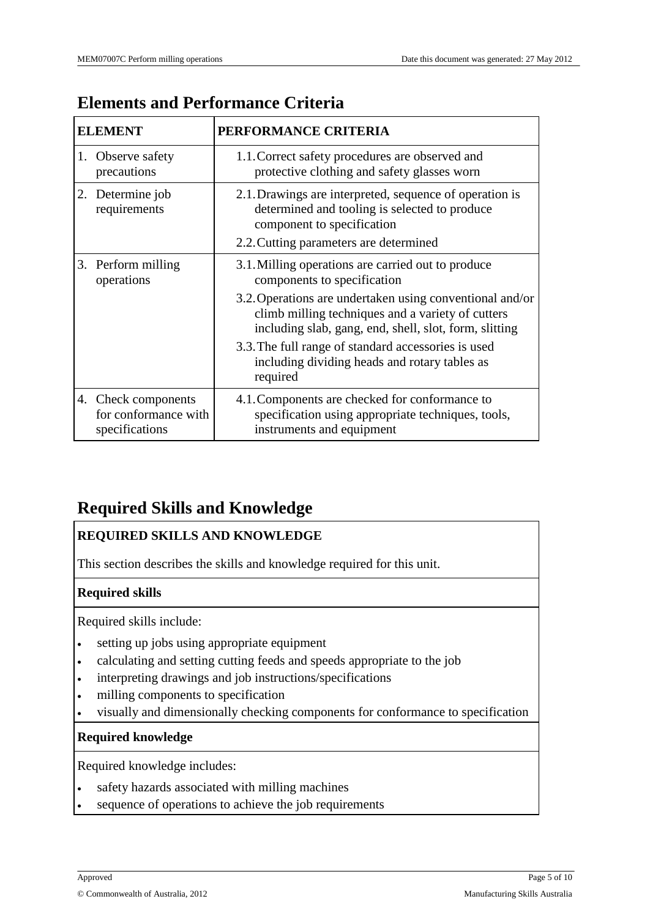## Elements and Performance Criteria

| ELEMENT | PERFORMANCE CRITERIA |
|---|---|
| 1. Observe safety precautions | 1.1. Correct safety procedures are observed and protective clothing and safety glasses worn |
| 2. Determine job requirements | 2.1. Drawings are interpreted, sequence of operation is determined and tooling is selected to produce component to specification<br>2.2. Cutting parameters are determined |
| 3. Perform milling operations | 3.1. Milling operations are carried out to produce components to specification<br>3.2. Operations are undertaken using conventional and/or climb milling techniques and a variety of cutters including slab, gang, end, shell, slot, form, slitting<br>3.3. The full range of standard accessories is used including dividing heads and rotary tables as required |
| 4. Check components for conformance with specifications | 4.1. Components are checked for conformance to specification using appropriate techniques, tools, instruments and equipment |

## Required Skills and Knowledge

**REQUIRED SKILLS AND KNOWLEDGE**

This section describes the skills and knowledge required for this unit.

**Required skills**

Required skills include:

- setting up jobs using appropriate equipment
- calculating and setting cutting feeds and speeds appropriate to the job
- interpreting drawings and job instructions/specifications
- milling components to specification
- visually and dimensionally checking components for conformance to specification

**Required knowledge**

Required knowledge includes:

- safety hazards associated with milling machines
- sequence of operations to achieve the job requirements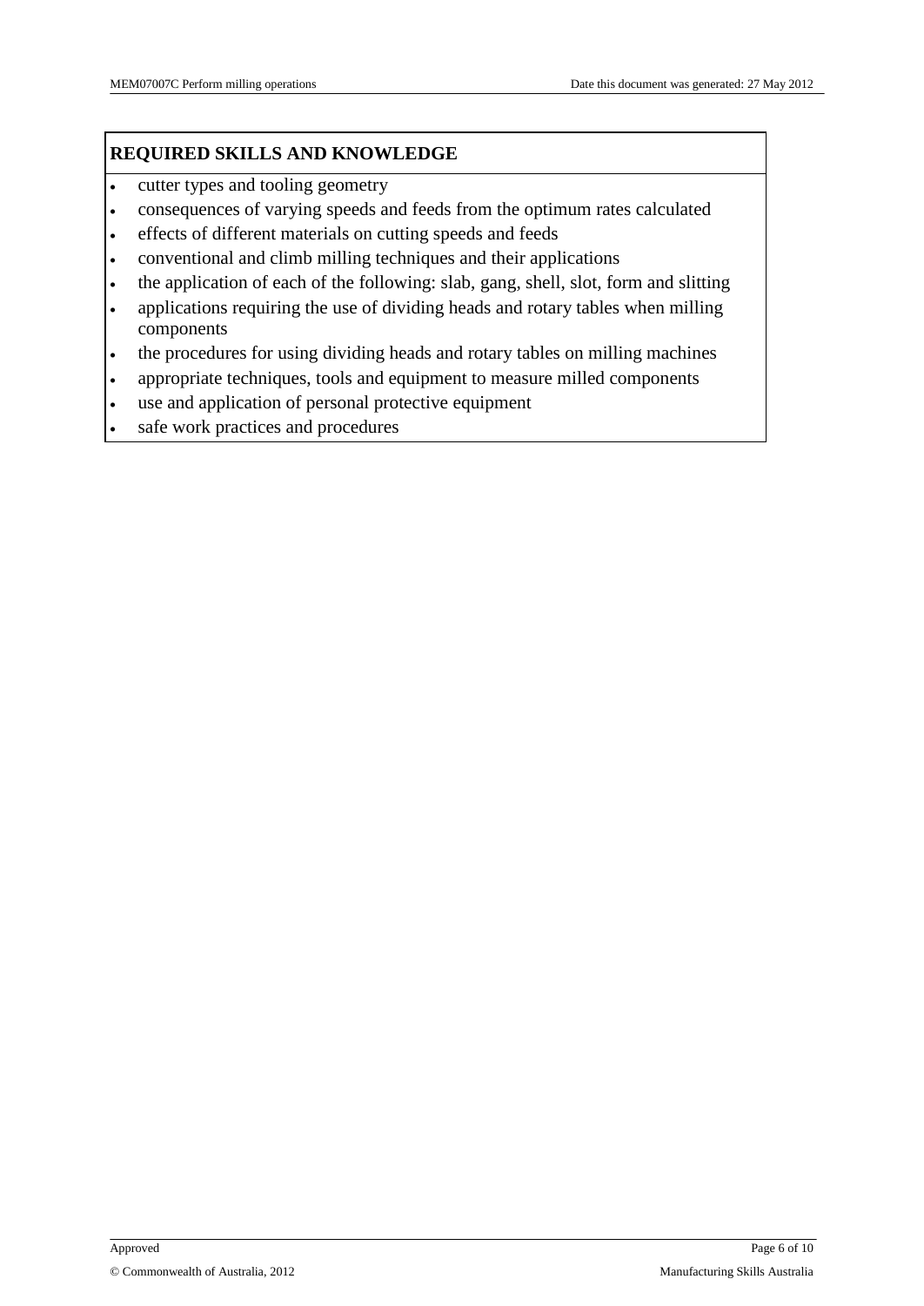## REQUIRED SKILLS AND KNOWLEDGE

- cutter types and tooling geometry
- consequences of varying speeds and feeds from the optimum rates calculated
- effects of different materials on cutting speeds and feeds
- conventional and climb milling techniques and their applications
- the application of each of the following: slab, gang, shell, slot, form and slitting
- applications requiring the use of dividing heads and rotary tables when milling components
- the procedures for using dividing heads and rotary tables on milling machines
- appropriate techniques, tools and equipment to measure milled components
- use and application of personal protective equipment
- safe work practices and procedures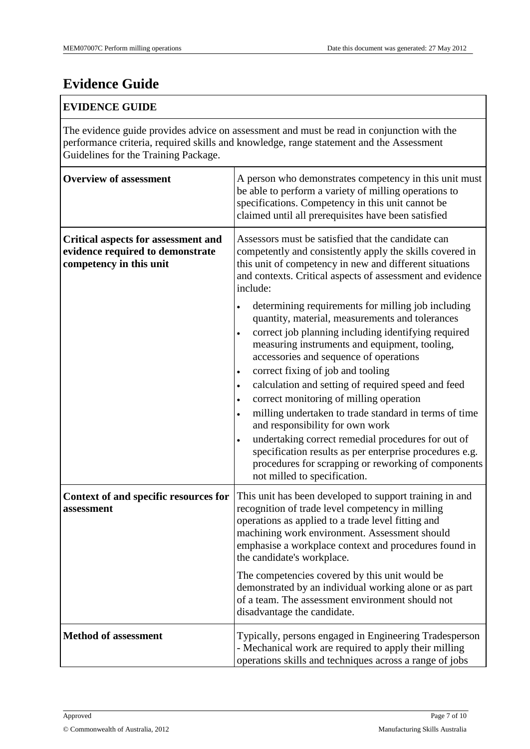# Evidence Guide

| EVIDENCE GUIDE | |
|---|---|
| The evidence guide provides advice on assessment and must be read in conjunction with the performance criteria, required skills and knowledge, range statement and the Assessment Guidelines for the Training Package. | |
| **Overview of assessment** | A person who demonstrates competency in this unit must be able to perform a variety of milling operations to specifications. Competency in this unit cannot be claimed until all prerequisites have been satisfied |
| **Critical aspects for assessment and evidence required to demonstrate competency in this unit** | Assessors must be satisfied that the candidate can competently and consistently apply the skills covered in this unit of competency in new and different situations and contexts. Critical aspects of assessment and evidence include: <br> • determining requirements for milling job including quantity, material, measurements and tolerances <br> • correct job planning including identifying required measuring instruments and equipment, tooling, accessories and sequence of operations <br> • correct fixing of job and tooling <br> • calculation and setting of required speed and feed <br> • correct monitoring of milling operation <br> • milling undertaken to trade standard in terms of time and responsibility for own work <br> • undertaking correct remedial procedures for out of specification results as per enterprise procedures e.g. procedures for scrapping or reworking of components not milled to specification. |
| **Context of and specific resources for assessment** | This unit has been developed to support training in and recognition of trade level competency in milling operations as applied to a trade level fitting and machining work environment. Assessment should emphasise a workplace context and procedures found in the candidate's workplace. <br><br> The competencies covered by this unit would be demonstrated by an individual working alone or as part of a team. The assessment environment should not disadvantage the candidate. |
| **Method of assessment** | Typically, persons engaged in Engineering Tradesperson - Mechanical work are required to apply their milling operations skills and techniques across a range of jobs |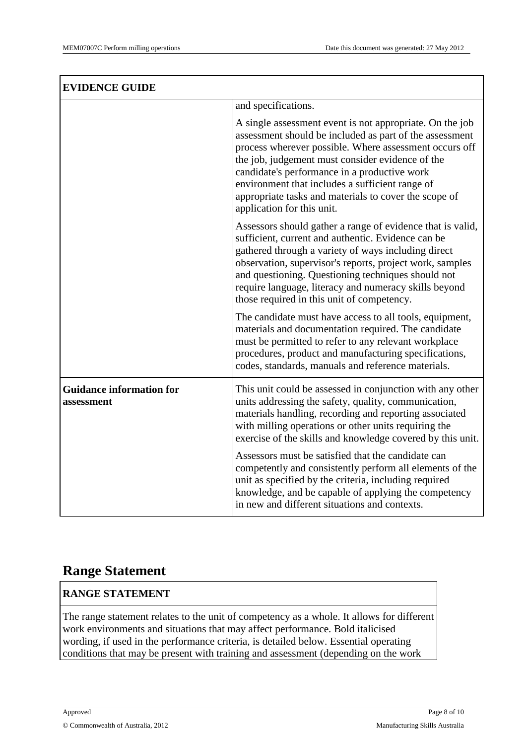| EVIDENCE GUIDE | |
|---|---|
| | and specifications.<br><br>A single assessment event is not appropriate. On the job assessment should be included as part of the assessment process wherever possible. Where assessment occurs off the job, judgement must consider evidence of the candidate's performance in a productive work environment that includes a sufficient range of appropriate tasks and materials to cover the scope of application for this unit.<br><br>Assessors should gather a range of evidence that is valid, sufficient, current and authentic. Evidence can be gathered through a variety of ways including direct observation, supervisor's reports, project work, samples and questioning. Questioning techniques should not require language, literacy and numeracy skills beyond those required in this unit of competency.<br><br>The candidate must have access to all tools, equipment, materials and documentation required. The candidate must be permitted to refer to any relevant workplace procedures, product and manufacturing specifications, codes, standards, manuals and reference materials. |
| **Guidance information for assessment** | This unit could be assessed in conjunction with any other units addressing the safety, quality, communication, materials handling, recording and reporting associated with milling operations or other units requiring the exercise of the skills and knowledge covered by this unit.<br><br>Assessors must be satisfied that the candidate can competently and consistently perform all elements of the unit as specified by the criteria, including required knowledge, and be capable of applying the competency in new and different situations and contexts. |

# Range Statement

| RANGE STATEMENT |
|---|
| The range statement relates to the unit of competency as a whole. It allows for different work environments and situations that may affect performance. Bold italicised wording, if used in the performance criteria, is detailed below. Essential operating conditions that may be present with training and assessment (depending on the work |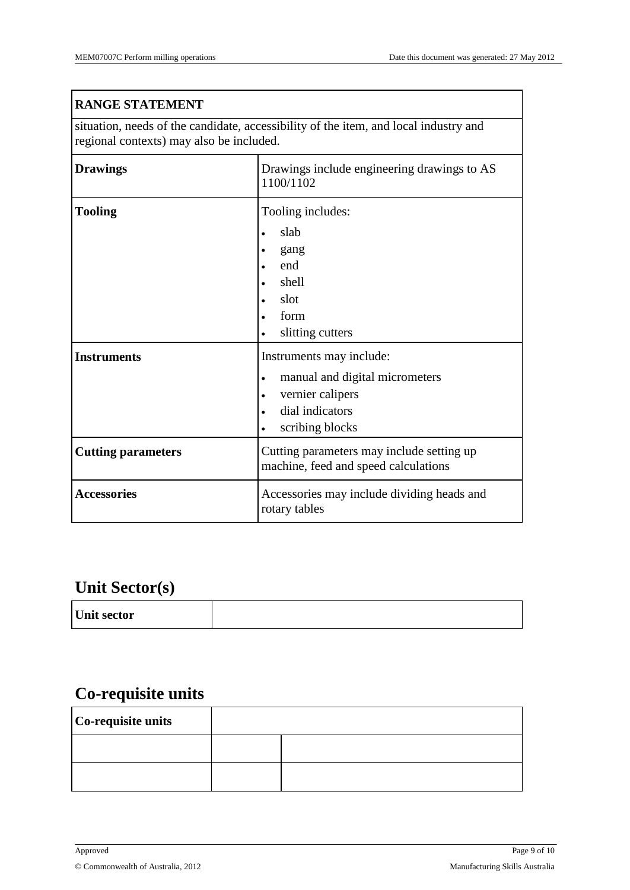| RANGE STATEMENT | |
|---|---|
| situation, needs of the candidate, accessibility of the item, and local industry and regional contexts) may also be included. | |
| **Drawings** | Drawings include engineering drawings to AS 1100/1102 |
| **Tooling** | Tooling includes:<br>• slab<br>• gang<br>• end<br>• shell<br>• slot<br>• form<br>• slitting cutters |
| **Instruments** | Instruments may include:<br>• manual and digital micrometers<br>• vernier calipers<br>• dial indicators<br>• scribing blocks |
| **Cutting parameters** | Cutting parameters may include setting up machine, feed and speed calculations |
| **Accessories** | Accessories may include dividing heads and rotary tables |

## Unit Sector(s)

| Unit sector | |
|---|---|

## Co-requisite units

| Co-requisite units | | |
|---|---|---|
| | | |
| | | |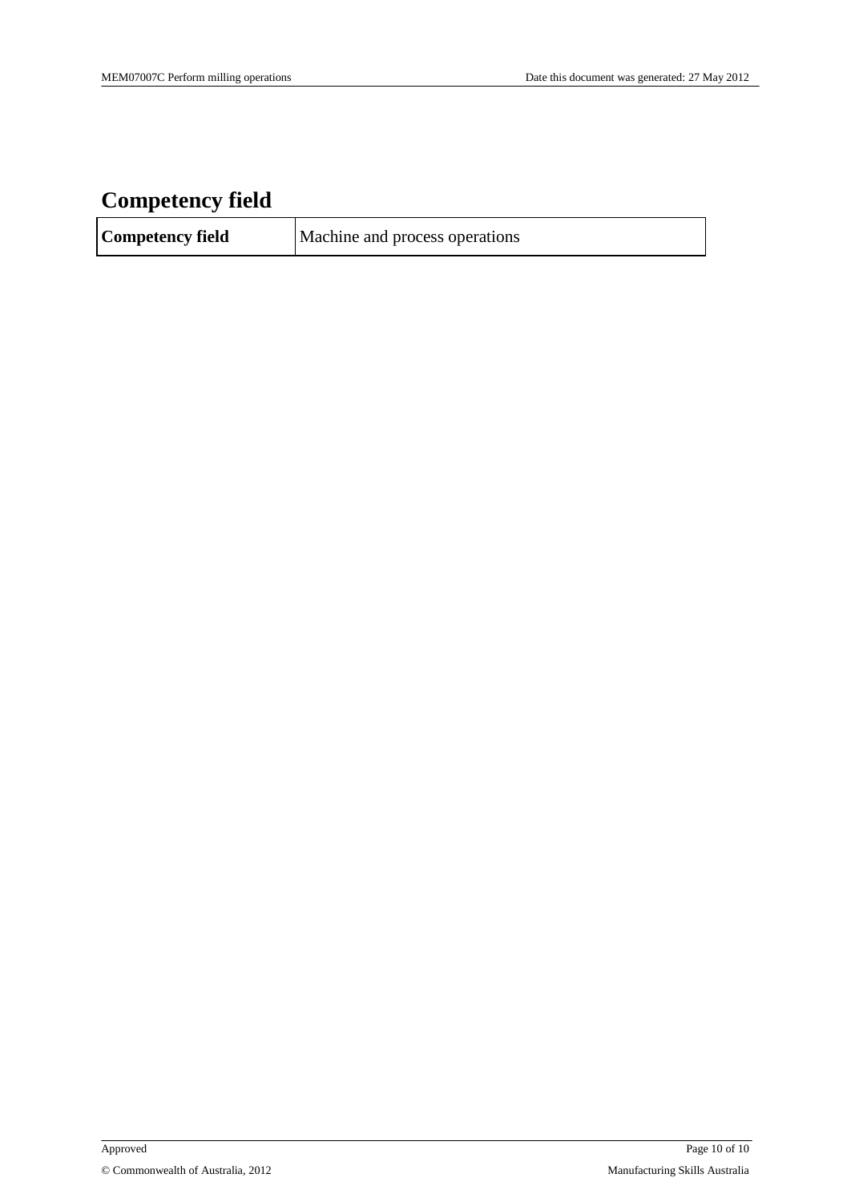# Competency field

| | |
|---|---|
| **Competency field** | Machine and process operations |